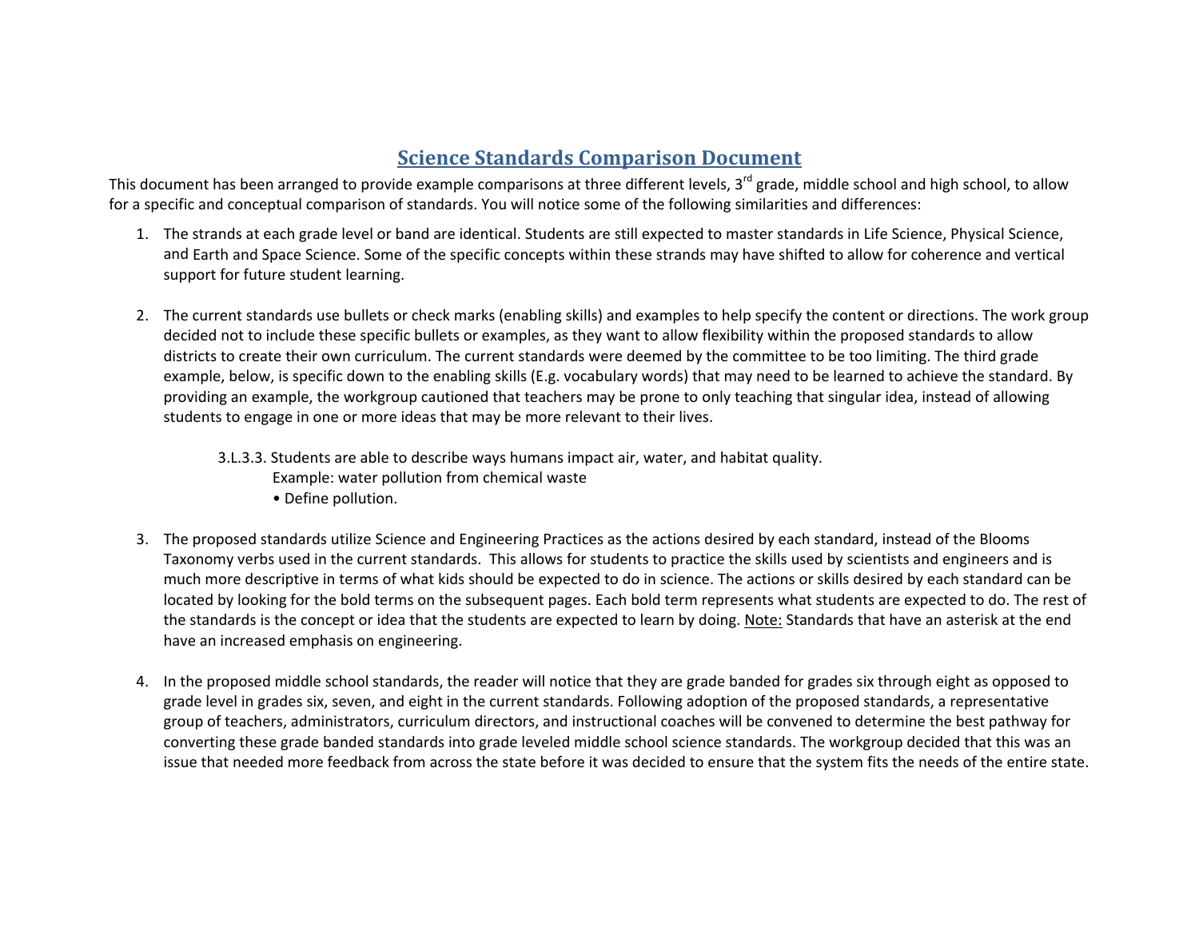# Science Standards Comparison Document

This document has been arranged to provide example comparisons at three different levels, 3rd grade, middle school and high school, to allow for a specific and conceptual comparison of standards. You will notice some of the following similarities and differences:

1. The strands at each grade level or band are identical. Students are still expected to master standards in Life Science, Physical Science, and Earth and Space Science. Some of the specific concepts within these strands may have shifted to allow for coherence and vertical support for future student learning.

2. The current standards use bullets or check marks (enabling skills) and examples to help specify the content or directions. The work group decided not to include these specific bullets or examples, as they want to allow flexibility within the proposed standards to allow districts to create their own curriculum. The current standards were deemed by the committee to be too limiting. The third grade example, below, is specific down to the enabling skills (E.g. vocabulary words) that may need to be learned to achieve the standard. By providing an example, the workgroup cautioned that teachers may be prone to only teaching that singular idea, instead of allowing students to engage in one or more ideas that may be more relevant to their lives.

   3.L.3.3. Students are able to describe ways humans impact air, water, and habitat quality.
   
   Example: water pollution from chemical waste
   
   • Define pollution.

3. The proposed standards utilize Science and Engineering Practices as the actions desired by each standard, instead of the Blooms Taxonomy verbs used in the current standards. This allows for students to practice the skills used by scientists and engineers and is much more descriptive in terms of what kids should be expected to do in science. The actions or skills desired by each standard can be located by looking for the bold terms on the subsequent pages. Each bold term represents what students are expected to do. The rest of the standards is the concept or idea that the students are expected to learn by doing. Note: Standards that have an asterisk at the end have an increased emphasis on engineering.

4. In the proposed middle school standards, the reader will notice that they are grade banded for grades six through eight as opposed to grade level in grades six, seven, and eight in the current standards. Following adoption of the proposed standards, a representative group of teachers, administrators, curriculum directors, and instructional coaches will be convened to determine the best pathway for converting these grade banded standards into grade leveled middle school science standards. The workgroup decided that this was an issue that needed more feedback from across the state before it was decided to ensure that the system fits the needs of the entire state.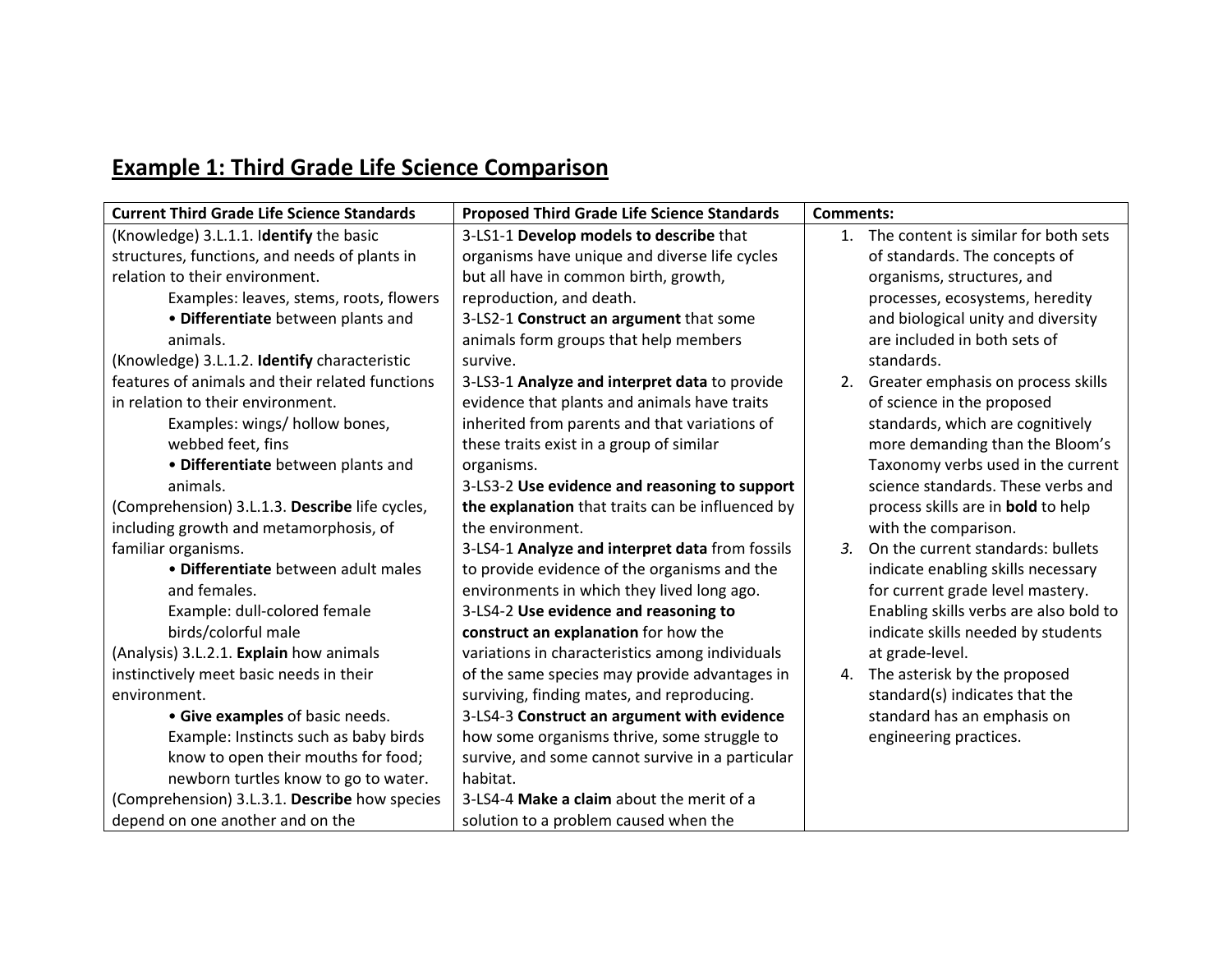## Example 1: Third Grade Life Science Comparison

| Current Third Grade Life Science Standards | Proposed Third Grade Life Science Standards | Comments: |
|---|---|---|
| (Knowledge) 3.L.1.1. I**dentify** the basic structures, functions, and needs of plants in relation to their environment.<br>Examples: leaves, stems, roots, flowers<br>• **Differentiate** between plants and animals.<br>(Knowledge) 3.L.1.2. **Identify** characteristic features of animals and their related functions in relation to their environment.<br>Examples: wings/ hollow bones, webbed feet, fins<br>• **Differentiate** between plants and animals.<br>(Comprehension) 3.L.1.3. **Describe** life cycles, including growth and metamorphosis, of familiar organisms.<br>• **Differentiate** between adult males and females.<br>Example: dull-colored female birds/colorful male<br>(Analysis) 3.L.2.1. **Explain** how animals instinctively meet basic needs in their environment.<br>• **Give examples** of basic needs.<br>Example: Instincts such as baby birds know to open their mouths for food; newborn turtles know to go to water.<br>(Comprehension) 3.L.3.1. **Describe** how species depend on one another and on the | 3-LS1-1 **Develop models to describe** that organisms have unique and diverse life cycles but all have in common birth, growth, reproduction, and death.<br>3-LS2-1 **Construct an argument** that some animals form groups that help members survive.<br>3-LS3-1 **Analyze and interpret data** to provide evidence that plants and animals have traits inherited from parents and that variations of these traits exist in a group of similar organisms.<br>3-LS3-2 **Use evidence and reasoning to support the explanation** that traits can be influenced by the environment.<br>3-LS4-1 **Analyze and interpret data** from fossils to provide evidence of the organisms and the environments in which they lived long ago.<br>3-LS4-2 **Use evidence and reasoning to construct an explanation** for how the variations in characteristics among individuals of the same species may provide advantages in surviving, finding mates, and reproducing.<br>3-LS4-3 **Construct an argument with evidence** how some organisms thrive, some struggle to survive, and some cannot survive in a particular habitat.<br>3-LS4-4 **Make a claim** about the merit of a solution to a problem caused when the | 1. The content is similar for both sets of standards. The concepts of organisms, structures, and processes, ecosystems, heredity and biological unity and diversity are included in both sets of standards.<br>2. Greater emphasis on process skills of science in the proposed standards, which are cognitively more demanding than the Bloom's Taxonomy verbs used in the current science standards. These verbs and process skills are in **bold** to help with the comparison.<br>*3.* On the current standards: bullets indicate enabling skills necessary for current grade level mastery. Enabling skills verbs are also bold to indicate skills needed by students at grade-level.<br>4. The asterisk by the proposed standard(s) indicates that the standard has an emphasis on engineering practices. |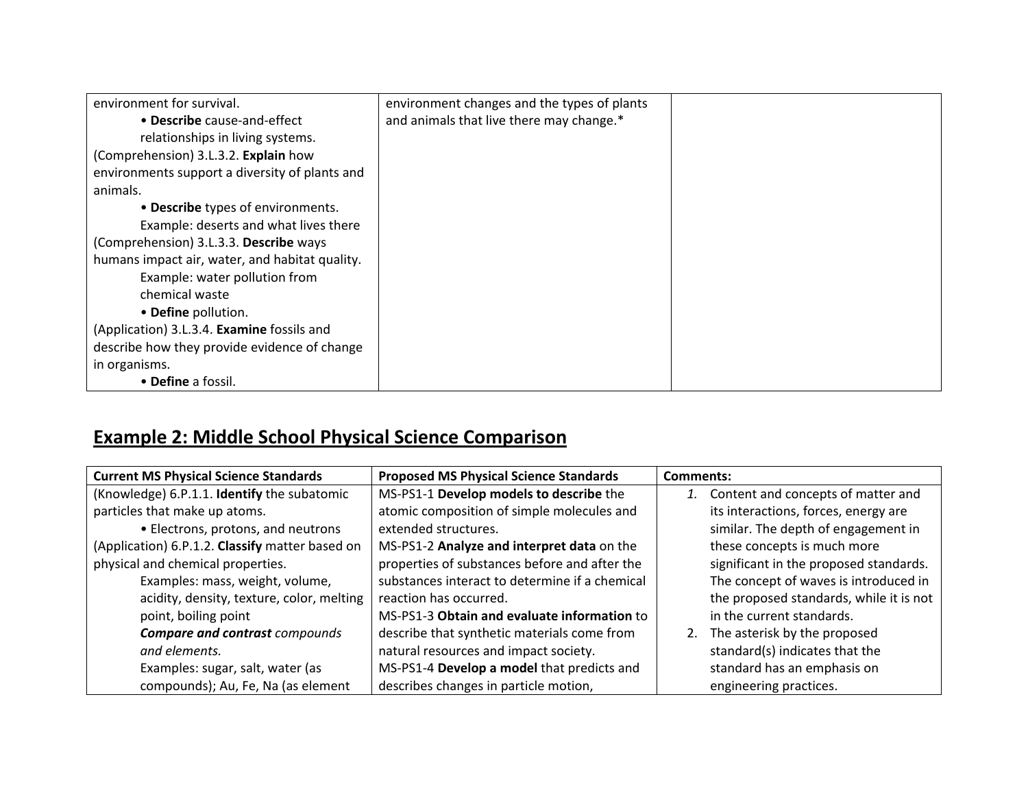| | | |
|---|---|---|
| environment for survival.<br>• **Describe** cause-and-effect relationships in living systems.<br>(Comprehension) 3.L.3.2. **Explain** how environments support a diversity of plants and animals.<br>• **Describe** types of environments.<br>Example: deserts and what lives there<br>(Comprehension) 3.L.3.3. **Describe** ways humans impact air, water, and habitat quality.<br>Example: water pollution from chemical waste<br>• **Define** pollution.<br>(Application) 3.L.3.4. **Examine** fossils and describe how they provide evidence of change in organisms.<br>• **Define** a fossil. | environment changes and the types of plants and animals that live there may change.* | |

## Example 2: Middle School Physical Science Comparison

| Current MS Physical Science Standards | Proposed MS Physical Science Standards | Comments: |
|---|---|---|
| (Knowledge) 6.P.1.1. **Identify** the subatomic particles that make up atoms.<br>• Electrons, protons, and neutrons<br>(Application) 6.P.1.2. **Classify** matter based on physical and chemical properties.<br>Examples: mass, weight, volume, acidity, density, texture, color, melting point, boiling point<br>***Compare and contrast*** *compounds and elements.*<br>Examples: sugar, salt, water (as compounds); Au, Fe, Na (as element | MS-PS1-1 **Develop models to describe** the atomic composition of simple molecules and extended structures.<br>MS-PS1-2 **Analyze and interpret data** on the properties of substances before and after the substances interact to determine if a chemical reaction has occurred.<br>MS-PS1-3 **Obtain and evaluate information** to describe that synthetic materials come from natural resources and impact society.<br>MS-PS1-4 **Develop a model** that predicts and describes changes in particle motion, | 1. Content and concepts of matter and its interactions, forces, energy are similar. The depth of engagement in these concepts is much more significant in the proposed standards. The concept of waves is introduced in the proposed standards, while it is not in the current standards.<br>2. The asterisk by the proposed standard(s) indicates that the standard has an emphasis on engineering practices. |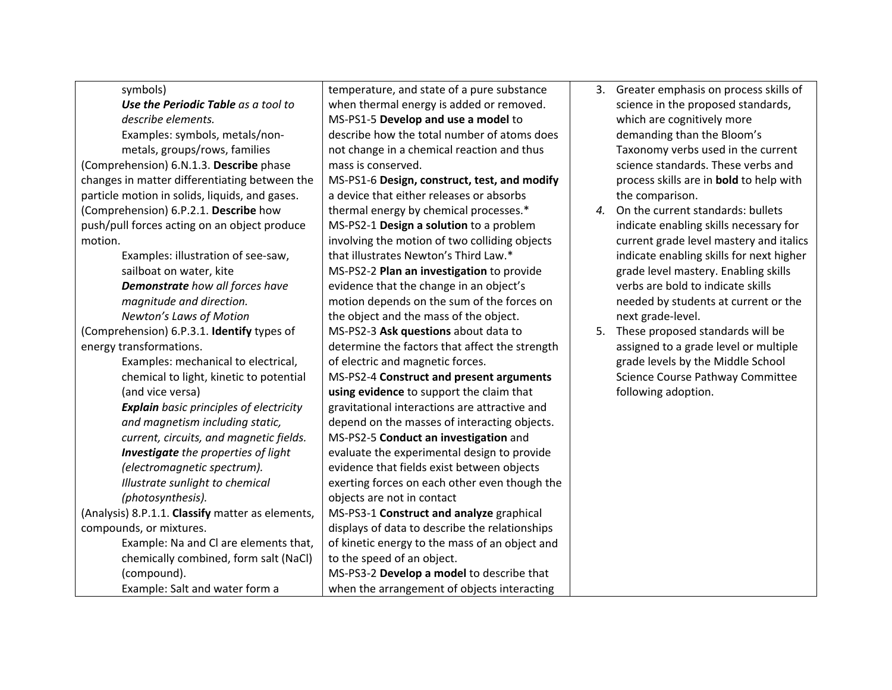| | | |
|---|---|---|
| symbols)<br>***Use the Periodic Table** as a tool to describe elements.*<br>Examples: symbols, metals/non-metals, groups/rows, families<br>(Comprehension) 6.N.1.3. **Describe** phase changes in matter differentiating between the particle motion in solids, liquids, and gases.<br>(Comprehension) 6.P.2.1. **Describe** how push/pull forces acting on an object produce motion.<br>Examples: illustration of see-saw, sailboat on water, kite<br>***Demonstrate** how all forces have magnitude and direction.*<br>*Newton's Laws of Motion*<br>(Comprehension) 6.P.3.1. **Identify** types of energy transformations.<br>Examples: mechanical to electrical, chemical to light, kinetic to potential (and vice versa)<br>***Explain** basic principles of electricity and magnetism including static, current, circuits, and magnetic fields.*<br>***Investigate** the properties of light (electromagnetic spectrum).*<br>*Illustrate sunlight to chemical (photosynthesis).*<br>(Analysis) 8.P.1.1. **Classify** matter as elements, compounds, or mixtures.<br>Example: Na and Cl are elements that, chemically combined, form salt (NaCl) (compound).<br>Example: Salt and water form a | temperature, and state of a pure substance when thermal energy is added or removed.<br>MS-PS1-5 **Develop and use a model** to describe how the total number of atoms does not change in a chemical reaction and thus mass is conserved.<br>MS-PS1-6 **Design, construct, test, and modify** a device that either releases or absorbs thermal energy by chemical processes.*<br>MS-PS2-1 **Design a solution** to a problem involving the motion of two colliding objects that illustrates Newton's Third Law.*<br>MS-PS2-2 **Plan an investigation** to provide evidence that the change in an object's motion depends on the sum of the forces on the object and the mass of the object.<br>MS-PS2-3 **Ask questions** about data to determine the factors that affect the strength of electric and magnetic forces.<br>MS-PS2-4 **Construct and present arguments using evidence** to support the claim that gravitational interactions are attractive and depend on the masses of interacting objects.<br>MS-PS2-5 **Conduct an investigation** and evaluate the experimental design to provide evidence that fields exist between objects exerting forces on each other even though the objects are not in contact<br>MS-PS3-1 **Construct and analyze** graphical displays of data to describe the relationships of kinetic energy to the mass of an object and to the speed of an object.<br>MS-PS3-2 **Develop a model** to describe that when the arrangement of objects interacting | 3. Greater emphasis on process skills of science in the proposed standards, which are cognitively more demanding than the Bloom's Taxonomy verbs used in the current science standards. These verbs and process skills are in **bold** to help with the comparison.<br>*4.* On the current standards: bullets indicate enabling skills necessary for current grade level mastery and italics indicate enabling skills for next higher grade level mastery. Enabling skills verbs are bold to indicate skills needed by students at current or the next grade-level.<br>5. These proposed standards will be assigned to a grade level or multiple grade levels by the Middle School Science Course Pathway Committee following adoption. |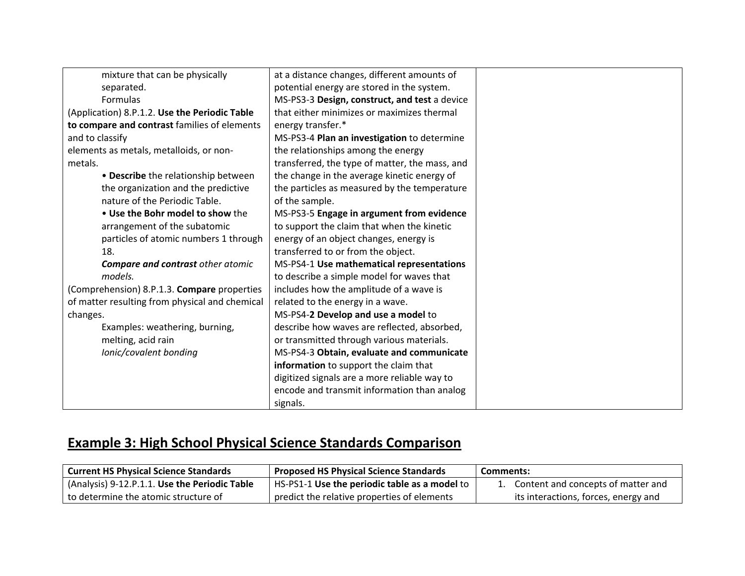| | | |
|---|---|---|
| mixture that can be physically separated.<br>Formulas<br>(Application) 8.P.1.2. **Use the Periodic Table to compare and contrast** families of elements and to classify elements as metals, metalloids, or non-metals.<br>• **Describe** the relationship between the organization and the predictive nature of the Periodic Table.<br>• **Use the Bohr model to show** the arrangement of the subatomic particles of atomic numbers 1 through 18.<br>***Compare and contrast*** *other atomic models.*<br>(Comprehension) 8.P.1.3. **Compare** properties of matter resulting from physical and chemical changes.<br>Examples: weathering, burning, melting, acid rain<br>*Ionic/covalent bonding* | at a distance changes, different amounts of potential energy are stored in the system.<br>MS-PS3-3 **Design, construct, and test** a device that either minimizes or maximizes thermal energy transfer.*<br>MS-PS3-4 **Plan an investigation** to determine the relationships among the energy transferred, the type of matter, the mass, and the change in the average kinetic energy of the particles as measured by the temperature of the sample.<br>MS-PS3-5 **Engage in argument from evidence** to support the claim that when the kinetic energy of an object changes, energy is transferred to or from the object.<br>MS-PS4-1 **Use mathematical representations** to describe a simple model for waves that includes how the amplitude of a wave is related to the energy in a wave.<br>MS-PS4-**2 Develop and use a model** to describe how waves are reflected, absorbed, or transmitted through various materials.<br>MS-PS4-3 **Obtain, evaluate and communicate information** to support the claim that digitized signals are a more reliable way to encode and transmit information than analog signals. | |

## Example 3: High School Physical Science Standards Comparison

| Current HS Physical Science Standards | Proposed HS Physical Science Standards | Comments: |
|---|---|---|
| (Analysis) 9-12.P.1.1. **Use the Periodic Table** to determine the atomic structure of | HS-PS1-1 **Use the periodic table as a model** to predict the relative properties of elements | 1. Content and concepts of matter and its interactions, forces, energy and |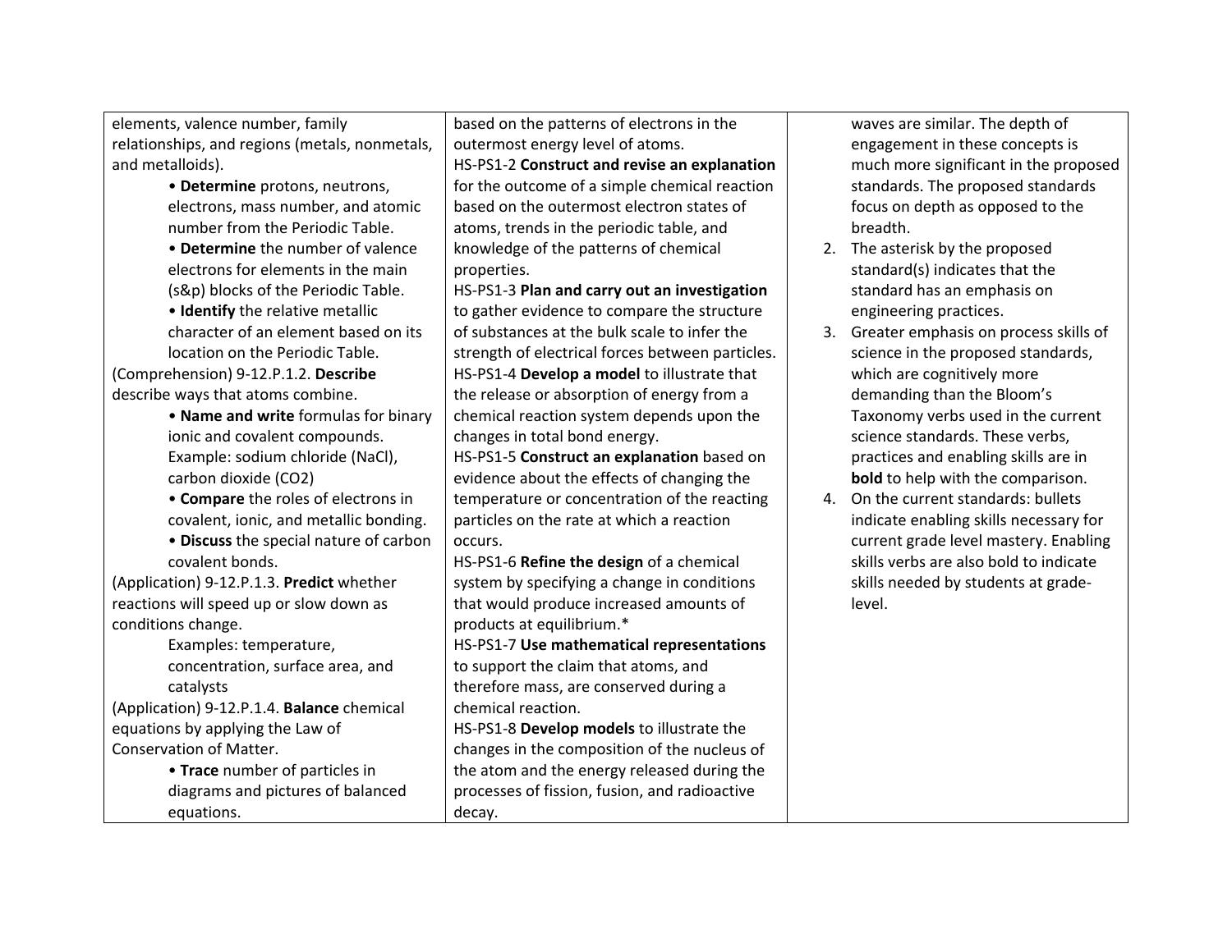| | | |
|---|---|---|
| elements, valence number, family relationships, and regions (metals, nonmetals, and metalloids).<br>• **Determine** protons, neutrons, electrons, mass number, and atomic number from the Periodic Table.<br>• **Determine** the number of valence electrons for elements in the main (s&p) blocks of the Periodic Table.<br>• **Identify** the relative metallic character of an element based on its location on the Periodic Table.<br>(Comprehension) 9-12.P.1.2. **Describe** describe ways that atoms combine.<br>• **Name and write** formulas for binary ionic and covalent compounds. Example: sodium chloride (NaCl), carbon dioxide ($CO_2$)<br>• **Compare** the roles of electrons in covalent, ionic, and metallic bonding.<br>• **Discuss** the special nature of carbon covalent bonds.<br>(Application) 9-12.P.1.3. **Predict** whether reactions will speed up or slow down as conditions change.<br>Examples: temperature, concentration, surface area, and catalysts<br>(Application) 9-12.P.1.4. **Balance** chemical equations by applying the Law of Conservation of Matter.<br>• **Trace** number of particles in diagrams and pictures of balanced equations. | based on the patterns of electrons in the outermost energy level of atoms.<br>HS-PS1-2 **Construct and revise an explanation** for the outcome of a simple chemical reaction based on the outermost electron states of atoms, trends in the periodic table, and knowledge of the patterns of chemical properties.<br>HS-PS1-3 **Plan and carry out an investigation** to gather evidence to compare the structure of substances at the bulk scale to infer the strength of electrical forces between particles.<br>HS-PS1-4 **Develop a model** to illustrate that the release or absorption of energy from a chemical reaction system depends upon the changes in total bond energy.<br>HS-PS1-5 **Construct an explanation** based on evidence about the effects of changing the temperature or concentration of the reacting particles on the rate at which a reaction occurs.<br>HS-PS1-6 **Refine the design** of a chemical system by specifying a change in conditions that would produce increased amounts of products at equilibrium.*<br>HS-PS1-7 **Use mathematical representations** to support the claim that atoms, and therefore mass, are conserved during a chemical reaction.<br>HS-PS1-8 **Develop models** to illustrate the changes in the composition of the nucleus of the atom and the energy released during the processes of fission, fusion, and radioactive decay. | waves are similar. The depth of engagement in these concepts is much more significant in the proposed standards. The proposed standards focus on depth as opposed to the breadth.<br>2. The asterisk by the proposed standard(s) indicates that the standard has an emphasis on engineering practices.<br>3. Greater emphasis on process skills of science in the proposed standards, which are cognitively more demanding than the Bloom's Taxonomy verbs used in the current science standards. These verbs, practices and enabling skills are in **bold** to help with the comparison.<br>4. On the current standards: bullets indicate enabling skills necessary for current grade level mastery. Enabling skills verbs are also bold to indicate skills needed by students at grade-level. |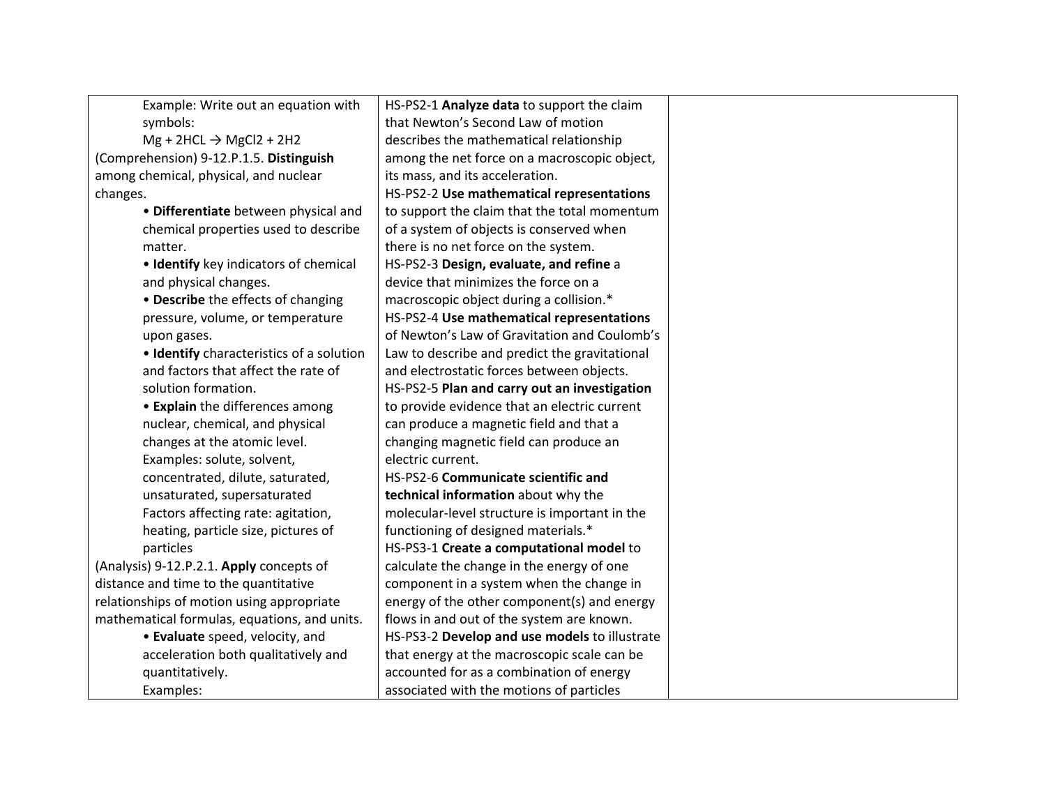| | | |
|---|---|---|
| Example: Write out an equation with symbols:<br>$Mg + 2HCL \rightarrow MgCl2 + 2H2$<br>(Comprehension) 9-12.P.1.5. **Distinguish** among chemical, physical, and nuclear changes.<br>• **Differentiate** between physical and chemical properties used to describe matter.<br>• **Identify** key indicators of chemical and physical changes.<br>• **Describe** the effects of changing pressure, volume, or temperature upon gases.<br>• **Identify** characteristics of a solution and factors that affect the rate of solution formation.<br>• **Explain** the differences among nuclear, chemical, and physical changes at the atomic level.<br>Examples: solute, solvent, concentrated, dilute, saturated, unsaturated, supersaturated<br>Factors affecting rate: agitation, heating, particle size, pictures of particles<br>(Analysis) 9-12.P.2.1. **Apply** concepts of distance and time to the quantitative relationships of motion using appropriate mathematical formulas, equations, and units.<br>• **Evaluate** speed, velocity, and acceleration both qualitatively and quantitatively.<br>Examples: | HS-PS2-1 **Analyze data** to support the claim that Newton's Second Law of motion describes the mathematical relationship among the net force on a macroscopic object, its mass, and its acceleration.<br>HS-PS2-2 **Use mathematical representations** to support the claim that the total momentum of a system of objects is conserved when there is no net force on the system.<br>HS-PS2-3 **Design, evaluate, and refine** a device that minimizes the force on a macroscopic object during a collision.*<br>HS-PS2-4 **Use mathematical representations** of Newton's Law of Gravitation and Coulomb's Law to describe and predict the gravitational and electrostatic forces between objects.<br>HS-PS2-5 **Plan and carry out an investigation** to provide evidence that an electric current can produce a magnetic field and that a changing magnetic field can produce an electric current.<br>HS-PS2-6 **Communicate scientific and technical information** about why the molecular-level structure is important in the functioning of designed materials.*<br>HS-PS3-1 **Create a computational model** to calculate the change in the energy of one component in a system when the change in energy of the other component(s) and energy flows in and out of the system are known.<br>HS-PS3-2 **Develop and use models** to illustrate that energy at the macroscopic scale can be accounted for as a combination of energy associated with the motions of particles | |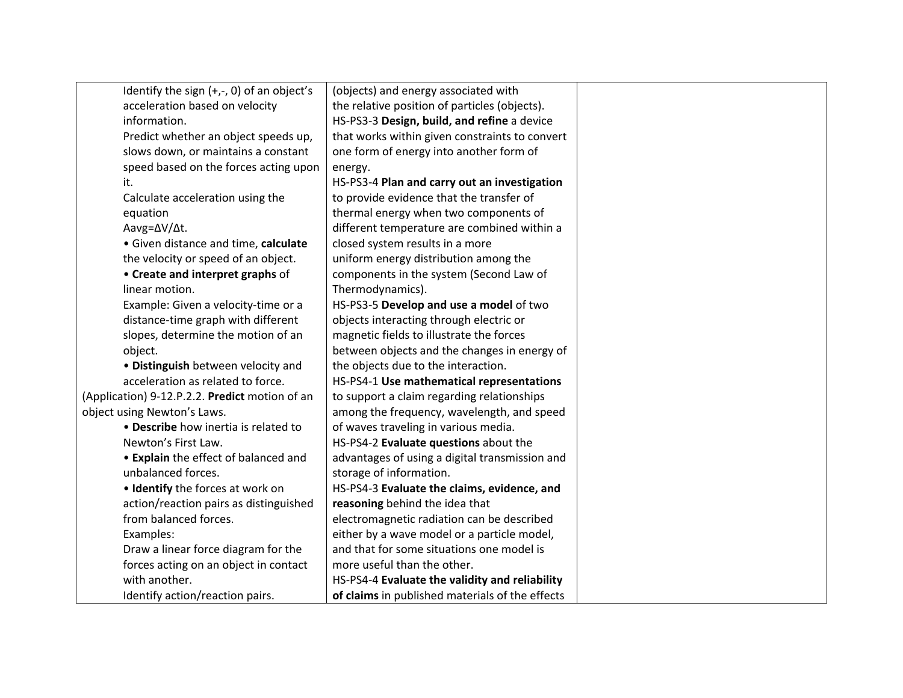| | | |
|---|---|---|
| Identify the sign (+,-, 0) of an object's acceleration based on velocity information.<br>Predict whether an object speeds up, slows down, or maintains a constant speed based on the forces acting upon it.<br>Calculate acceleration using the equation<br>$A_{avg}=\Delta V/\Delta t$.<br>• Given distance and time, **calculate** the velocity or speed of an object.<br>• **Create and interpret graphs** of linear motion.<br>Example: Given a velocity-time or a distance-time graph with different slopes, determine the motion of an object.<br>• **Distinguish** between velocity and acceleration as related to force.<br>(Application) 9-12.P.2.2. **Predict** motion of an object using Newton's Laws.<br>• **Describe** how inertia is related to Newton's First Law.<br>• **Explain** the effect of balanced and unbalanced forces.<br>• **Identify** the forces at work on action/reaction pairs as distinguished from balanced forces.<br>Examples:<br>Draw a linear force diagram for the forces acting on an object in contact with another.<br>Identify action/reaction pairs. | (objects) and energy associated with the relative position of particles (objects).<br>HS-PS3-3 **Design, build, and refine** a device that works within given constraints to convert one form of energy into another form of energy.<br>HS-PS3-4 **Plan and carry out an investigation** to provide evidence that the transfer of thermal energy when two components of different temperature are combined within a closed system results in a more uniform energy distribution among the components in the system (Second Law of Thermodynamics).<br>HS-PS3-5 **Develop and use a model** of two objects interacting through electric or magnetic fields to illustrate the forces between objects and the changes in energy of the objects due to the interaction.<br>HS-PS4-1 **Use mathematical representations** to support a claim regarding relationships among the frequency, wavelength, and speed of waves traveling in various media.<br>HS-PS4-2 **Evaluate questions** about the advantages of using a digital transmission and storage of information.<br>HS-PS4-3 **Evaluate the claims, evidence, and reasoning** behind the idea that electromagnetic radiation can be described either by a wave model or a particle model, and that for some situations one model is more useful than the other.<br>HS-PS4-4 **Evaluate the validity and reliability of claims** in published materials of the effects | |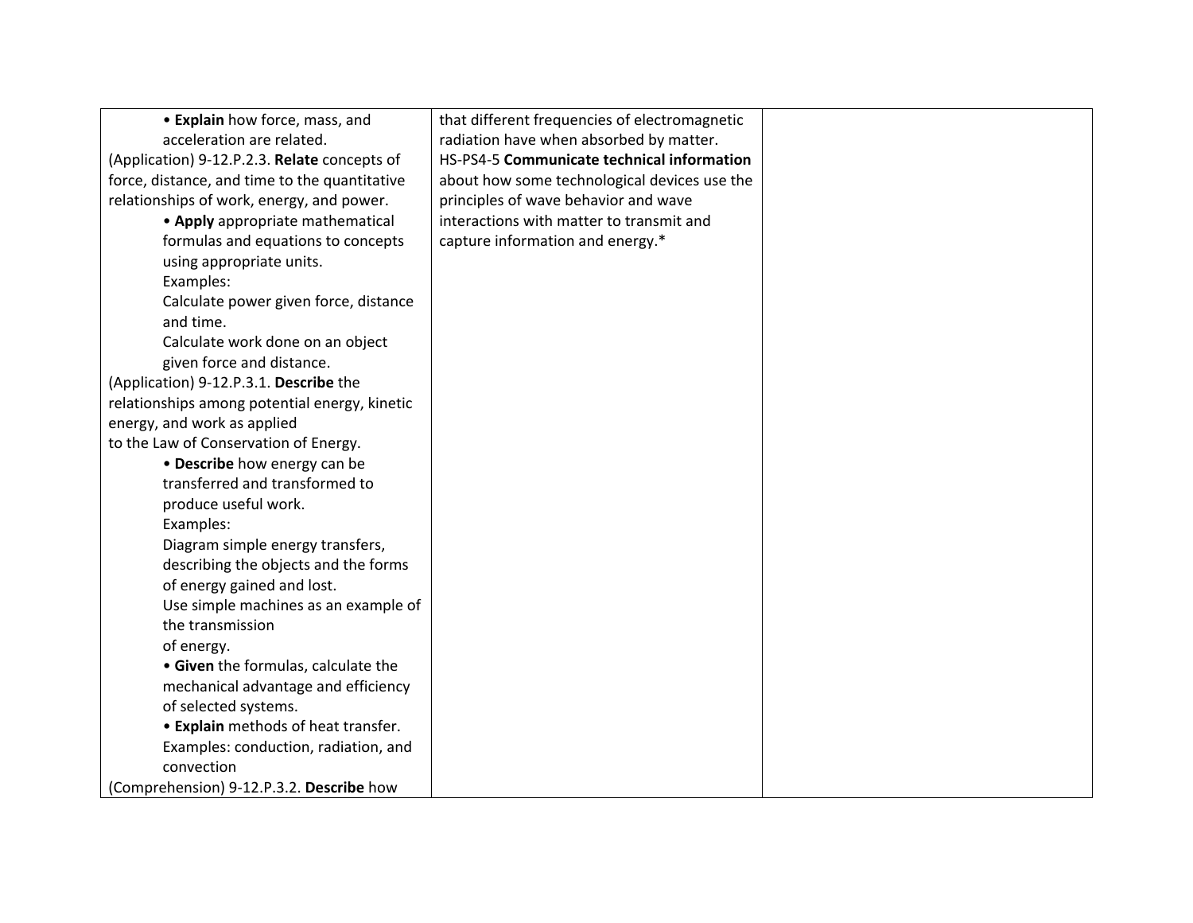| | | |
|---|---|---|
| • **Explain** how force, mass, and acceleration are related.<br>(Application) 9-12.P.2.3. **Relate** concepts of force, distance, and time to the quantitative relationships of work, energy, and power.<br>• **Apply** appropriate mathematical formulas and equations to concepts using appropriate units.<br>Examples:<br>Calculate power given force, distance and time.<br>Calculate work done on an object given force and distance.<br>(Application) 9-12.P.3.1. **Describe** the relationships among potential energy, kinetic energy, and work as applied to the Law of Conservation of Energy.<br>• **Describe** how energy can be transferred and transformed to produce useful work.<br>Examples:<br>Diagram simple energy transfers, describing the objects and the forms of energy gained and lost.<br>Use simple machines as an example of the transmission of energy.<br>• **Given** the formulas, calculate the mechanical advantage and efficiency of selected systems.<br>• **Explain** methods of heat transfer.<br>Examples: conduction, radiation, and convection<br>(Comprehension) 9-12.P.3.2. **Describe** how | that different frequencies of electromagnetic radiation have when absorbed by matter.<br>HS-PS4-5 **Communicate technical information** about how some technological devices use the principles of wave behavior and wave interactions with matter to transmit and capture information and energy.* | |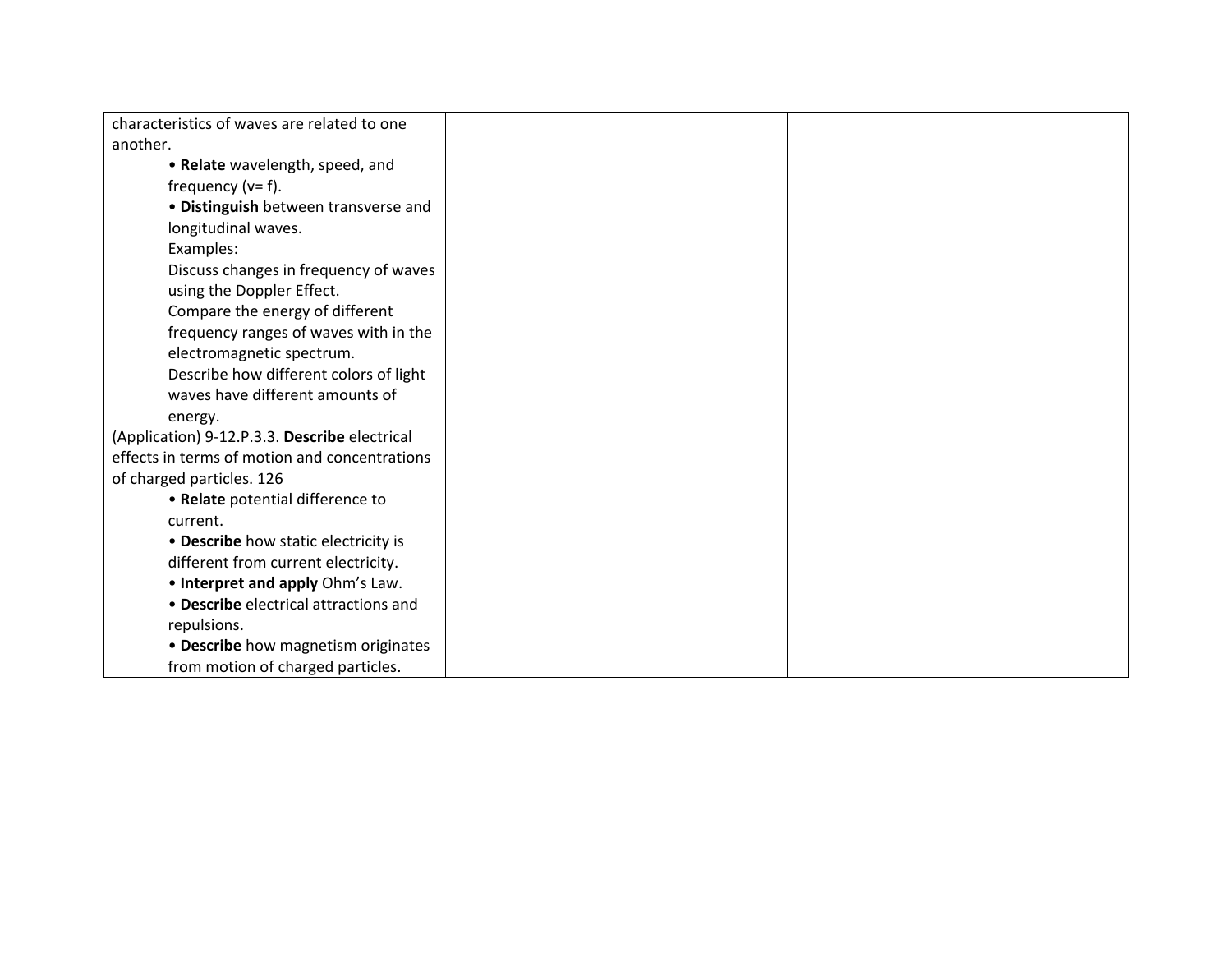| | | |
|---|---|---|
| characteristics of waves are related to one another.<br>• **Relate** wavelength, speed, and frequency (v= f).<br>• **Distinguish** between transverse and longitudinal waves.<br>Examples:<br>Discuss changes in frequency of waves using the Doppler Effect.<br>Compare the energy of different frequency ranges of waves with in the electromagnetic spectrum.<br>Describe how different colors of light waves have different amounts of energy.<br>(Application) 9-12.P.3.3. **Describe** electrical effects in terms of motion and concentrations of charged particles. 126<br>• **Relate** potential difference to current.<br>• **Describe** how static electricity is different from current electricity.<br>• **Interpret and apply** Ohm's Law.<br>• **Describe** electrical attractions and repulsions.<br>• **Describe** how magnetism originates from motion of charged particles. | | |